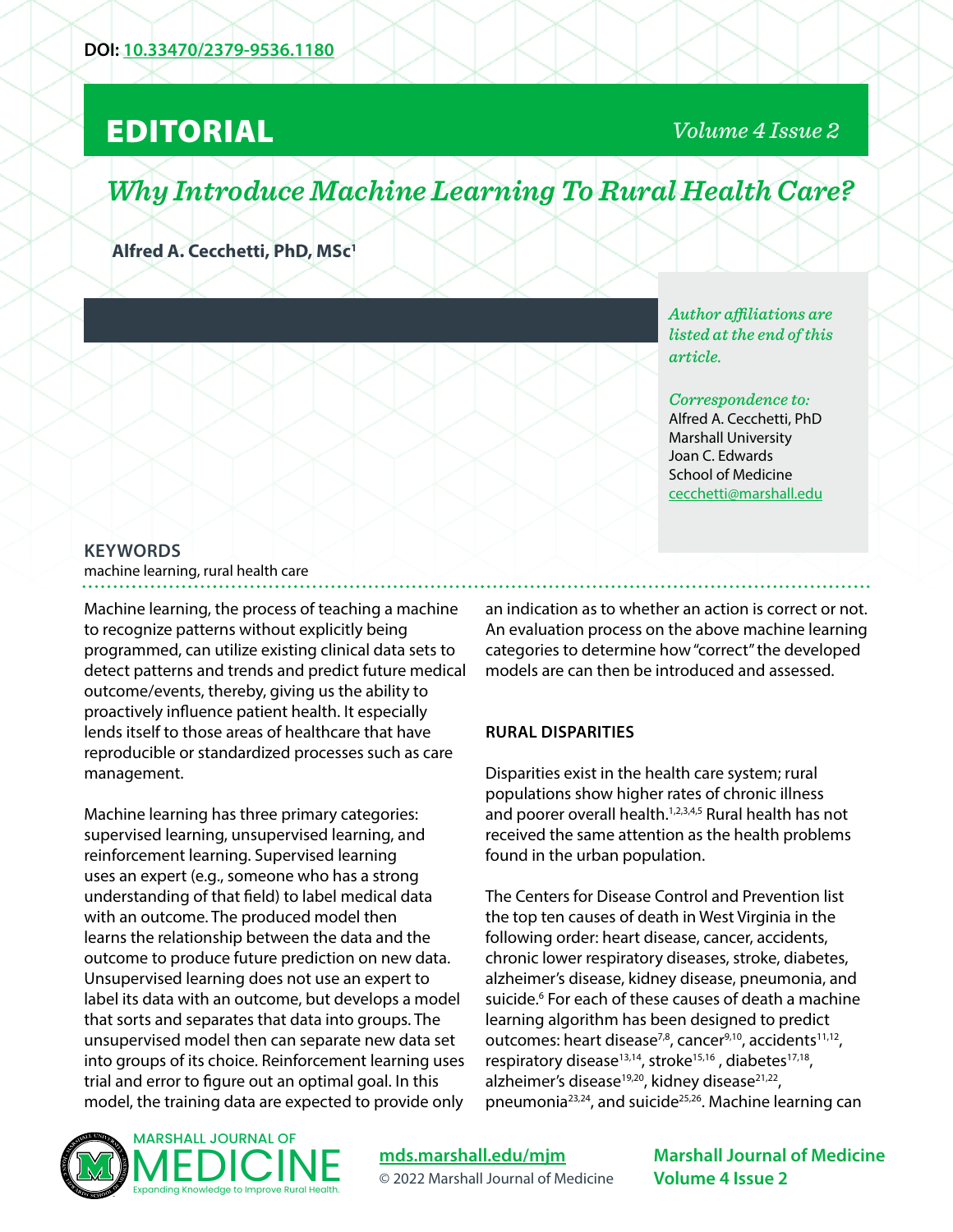DOI: 10.33470/2379-9536.1180

# EDITORIAL

## *Why Introduce Machine Learning To Rural Health Care?*

**Alfred A. Cecchetti, PhD, MSc[1]**

*Author affiliations are listed at the end of this article.*

*Correspondence to:*
Alfred A. Cecchetti, PhD
Marshall University
Joan C. Edwards
School of Medicine
cecchetti@marshall.edu

### KEYWORDS

machine learning, rural health care

Machine learning, the process of teaching a machine to recognize patterns without explicitly being programmed, can utilize existing clinical data sets to detect patterns and trends and predict future medical outcome/events, thereby, giving us the ability to proactively influence patient health. It especially lends itself to those areas of healthcare that have reproducible or standardized processes such as care management.

Machine learning has three primary categories: supervised learning, unsupervised learning, and reinforcement learning. Supervised learning uses an expert (e.g., someone who has a strong understanding of that field) to label medical data with an outcome. The produced model then learns the relationship between the data and the outcome to produce future prediction on new data. Unsupervised learning does not use an expert to label its data with an outcome, but develops a model that sorts and separates that data into groups. The unsupervised model then can separate new data set into groups of its choice. Reinforcement learning uses trial and error to figure out an optimal goal. In this model, the training data are expected to provide only an indication as to whether an action is correct or not. An evaluation process on the above machine learning categories to determine how "correct" the developed models are can then be introduced and assessed.

### RURAL DISPARITIES

Disparities exist in the health care system; rural populations show higher rates of chronic illness and poorer overall health.[1,2,3,4,5] Rural health has not received the same attention as the health problems found in the urban population.

The Centers for Disease Control and Prevention list the top ten causes of death in West Virginia in the following order: heart disease, cancer, accidents, chronic lower respiratory diseases, stroke, diabetes, alzheimer's disease, kidney disease, pneumonia, and suicide.[6] For each of these causes of death a machine learning algorithm has been designed to predict outcomes: heart disease[7,8], cancer[9,10], accidents[11,12], respiratory disease[13,14], stroke[15,16], diabetes[17,18], alzheimer's disease[19,20], kidney disease[21,22], pneumonia[23,24], and suicide[25,26]. Machine learning can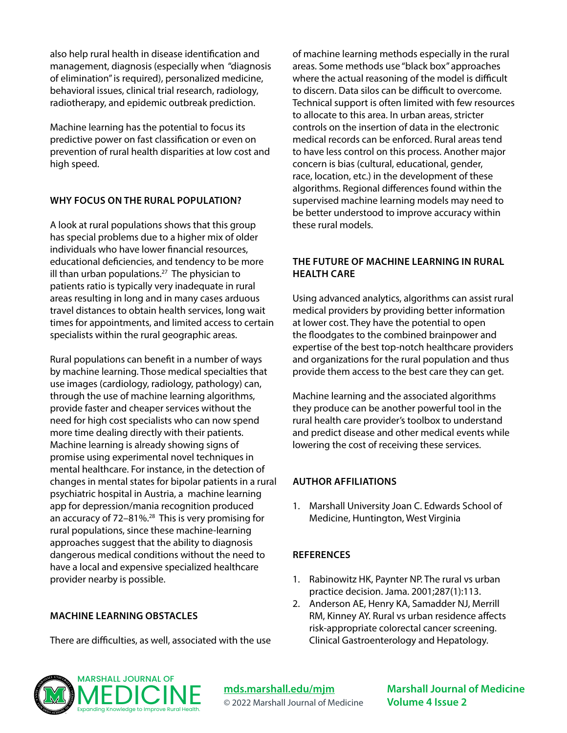also help rural health in disease identification and management, diagnosis (especially when "diagnosis of elimination" is required), personalized medicine, behavioral issues, clinical trial research, radiology, radiotherapy, and epidemic outbreak prediction.

Machine learning has the potential to focus its predictive power on fast classification or even on prevention of rural health disparities at low cost and high speed.

## WHY FOCUS ON THE RURAL POPULATION?

A look at rural populations shows that this group has special problems due to a higher mix of older individuals who have lower financial resources, educational deficiencies, and tendency to be more ill than urban populations.[27] The physician to patients ratio is typically very inadequate in rural areas resulting in long and in many cases arduous travel distances to obtain health services, long wait times for appointments, and limited access to certain specialists within the rural geographic areas.

Rural populations can benefit in a number of ways by machine learning. Those medical specialties that use images (cardiology, radiology, pathology) can, through the use of machine learning algorithms, provide faster and cheaper services without the need for high cost specialists who can now spend more time dealing directly with their patients. Machine learning is already showing signs of promise using experimental novel techniques in mental healthcare. For instance, in the detection of changes in mental states for bipolar patients in a rural psychiatric hospital in Austria, a machine learning app for depression/mania recognition produced an accuracy of 72–81%.[28] This is very promising for rural populations, since these machine-learning approaches suggest that the ability to diagnosis dangerous medical conditions without the need to have a local and expensive specialized healthcare provider nearby is possible.

## MACHINE LEARNING OBSTACLES

There are difficulties, as well, associated with the use of machine learning methods especially in the rural areas. Some methods use "black box" approaches where the actual reasoning of the model is difficult to discern. Data silos can be difficult to overcome. Technical support is often limited with few resources to allocate to this area. In urban areas, stricter controls on the insertion of data in the electronic medical records can be enforced. Rural areas tend to have less control on this process. Another major concern is bias (cultural, educational, gender, race, location, etc.) in the development of these algorithms. Regional differences found within the supervised machine learning models may need to be better understood to improve accuracy within these rural models.

## THE FUTURE OF MACHINE LEARNING IN RURAL HEALTH CARE

Using advanced analytics, algorithms can assist rural medical providers by providing better information at lower cost. They have the potential to open the floodgates to the combined brainpower and expertise of the best top-notch healthcare providers and organizations for the rural population and thus provide them access to the best care they can get.

Machine learning and the associated algorithms they produce can be another powerful tool in the rural health care provider's toolbox to understand and predict disease and other medical events while lowering the cost of receiving these services.

## AUTHOR AFFILIATIONS

1. Marshall University Joan C. Edwards School of Medicine, Huntington, West Virginia

## REFERENCES

1. Rabinowitz HK, Paynter NP. The rural vs urban practice decision. Jama. 2001;287(1):113.
2. Anderson AE, Henry KA, Samadder NJ, Merrill RM, Kinney AY. Rural vs urban residence affects risk-appropriate colorectal cancer screening. Clinical Gastroenterology and Hepatology.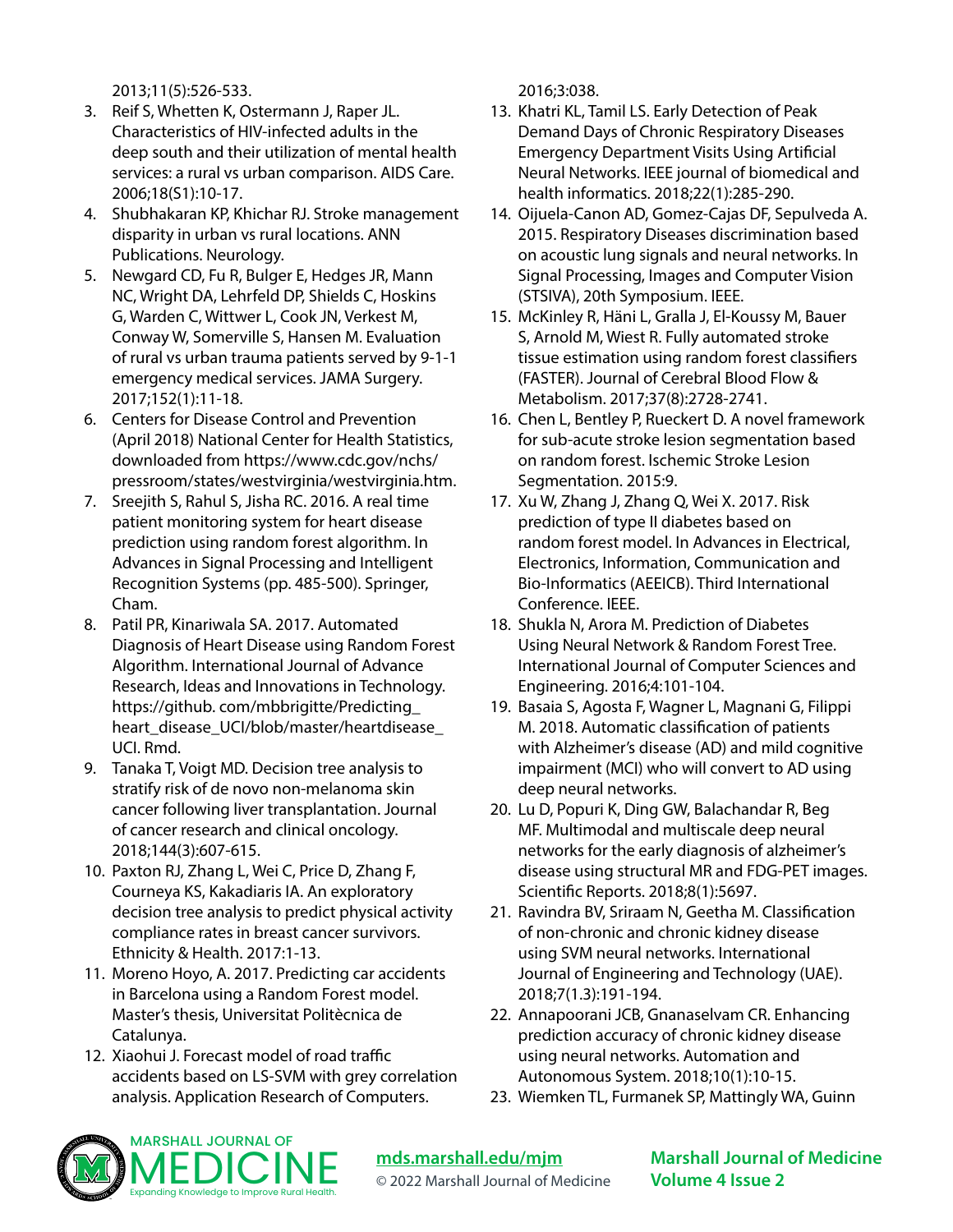2013;11(5):526-533.

3. Reif S, Whetten K, Ostermann J, Raper JL. Characteristics of HIV-infected adults in the deep south and their utilization of mental health services: a rural vs urban comparison. AIDS Care. 2006;18(S1):10-17.
4. Shubhakaran KP, Khichar RJ. Stroke management disparity in urban vs rural locations. ANN Publications. Neurology.
5. Newgard CD, Fu R, Bulger E, Hedges JR, Mann NC, Wright DA, Lehrfeld DP, Shields C, Hoskins G, Warden C, Wittwer L, Cook JN, Verkest M, Conway W, Somerville S, Hansen M. Evaluation of rural vs urban trauma patients served by 9-1-1 emergency medical services. JAMA Surgery. 2017;152(1):11-18.
6. Centers for Disease Control and Prevention (April 2018) National Center for Health Statistics, downloaded from https://www.cdc.gov/nchs/pressroom/states/westvirginia/westvirginia.htm.
7. Sreejith S, Rahul S, Jisha RC. 2016. A real time patient monitoring system for heart disease prediction using random forest algorithm. In Advances in Signal Processing and Intelligent Recognition Systems (pp. 485-500). Springer, Cham.
8. Patil PR, Kinariwala SA. 2017. Automated Diagnosis of Heart Disease using Random Forest Algorithm. International Journal of Advance Research, Ideas and Innovations in Technology. https://github.com/mbbrigitte/Predicting_heart_disease_UCI/blob/master/heartdisease_UCI.Rmd.
9. Tanaka T, Voigt MD. Decision tree analysis to stratify risk of de novo non-melanoma skin cancer following liver transplantation. Journal of cancer research and clinical oncology. 2018;144(3):607-615.
10. Paxton RJ, Zhang L, Wei C, Price D, Zhang F, Courneya KS, Kakadiaris IA. An exploratory decision tree analysis to predict physical activity compliance rates in breast cancer survivors. Ethnicity & Health. 2017:1-13.
11. Moreno Hoyo, A. 2017. Predicting car accidents in Barcelona using a Random Forest model. Master's thesis, Universitat Politècnica de Catalunya.
12. Xiaohui J. Forecast model of road traffic accidents based on LS-SVM with grey correlation analysis. Application Research of Computers. 2016;3:038.
13. Khatri KL, Tamil LS. Early Detection of Peak Demand Days of Chronic Respiratory Diseases Emergency Department Visits Using Artificial Neural Networks. IEEE journal of biomedical and health informatics. 2018;22(1):285-290.
14. Oijuela-Canon AD, Gomez-Cajas DF, Sepulveda A. 2015. Respiratory Diseases discrimination based on acoustic lung signals and neural networks. In Signal Processing, Images and Computer Vision (STSIVA), 20th Symposium. IEEE.
15. McKinley R, Häni L, Gralla J, El-Koussy M, Bauer S, Arnold M, Wiest R. Fully automated stroke tissue estimation using random forest classifiers (FASTER). Journal of Cerebral Blood Flow & Metabolism. 2017;37(8):2728-2741.
16. Chen L, Bentley P, Rueckert D. A novel framework for sub-acute stroke lesion segmentation based on random forest. Ischemic Stroke Lesion Segmentation. 2015:9.
17. Xu W, Zhang J, Zhang Q, Wei X. 2017. Risk prediction of type II diabetes based on random forest model. In Advances in Electrical, Electronics, Information, Communication and Bio-Informatics (AEEICB). Third International Conference. IEEE.
18. Shukla N, Arora M. Prediction of Diabetes Using Neural Network & Random Forest Tree. International Journal of Computer Sciences and Engineering. 2016;4:101-104.
19. Basaia S, Agosta F, Wagner L, Magnani G, Filippi M. 2018. Automatic classification of patients with Alzheimer's disease (AD) and mild cognitive impairment (MCI) who will convert to AD using deep neural networks.
20. Lu D, Popuri K, Ding GW, Balachandar R, Beg MF. Multimodal and multiscale deep neural networks for the early diagnosis of alzheimer's disease using structural MR and FDG-PET images. Scientific Reports. 2018;8(1):5697.
21. Ravindra BV, Sriraam N, Geetha M. Classification of non-chronic and chronic kidney disease using SVM neural networks. International Journal of Engineering and Technology (UAE). 2018;7(1.3):191-194.
22. Annapoorani JCB, Gnanaselvam CR. Enhancing prediction accuracy of chronic kidney disease using neural networks. Automation and Autonomous System. 2018;10(1):10-15.
23. Wiemken TL, Furmanek SP, Mattingly WA, Guinn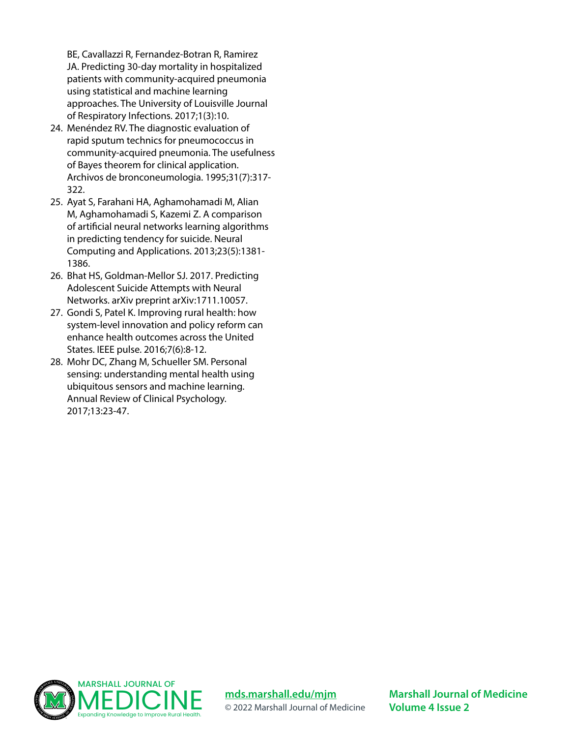BE, Cavallazzi R, Fernandez-Botran R, Ramirez JA. Predicting 30-day mortality in hospitalized patients with community-acquired pneumonia using statistical and machine learning approaches. The University of Louisville Journal of Respiratory Infections. 2017;1(3):10.

24. Menéndez RV. The diagnostic evaluation of rapid sputum technics for pneumococcus in community-acquired pneumonia. The usefulness of Bayes theorem for clinical application. Archivos de bronconeumologia. 1995;31(7):317-322.
25. Ayat S, Farahani HA, Aghamohamadi M, Alian M, Aghamohamadi S, Kazemi Z. A comparison of artificial neural networks learning algorithms in predicting tendency for suicide. Neural Computing and Applications. 2013;23(5):1381-1386.
26. Bhat HS, Goldman-Mellor SJ. 2017. Predicting Adolescent Suicide Attempts with Neural Networks. arXiv preprint arXiv:1711.10057.
27. Gondi S, Patel K. Improving rural health: how system-level innovation and policy reform can enhance health outcomes across the United States. IEEE pulse. 2016;7(6):8-12.
28. Mohr DC, Zhang M, Schueller SM. Personal sensing: understanding mental health using ubiquitous sensors and machine learning. Annual Review of Clinical Psychology. 2017;13:23-47.